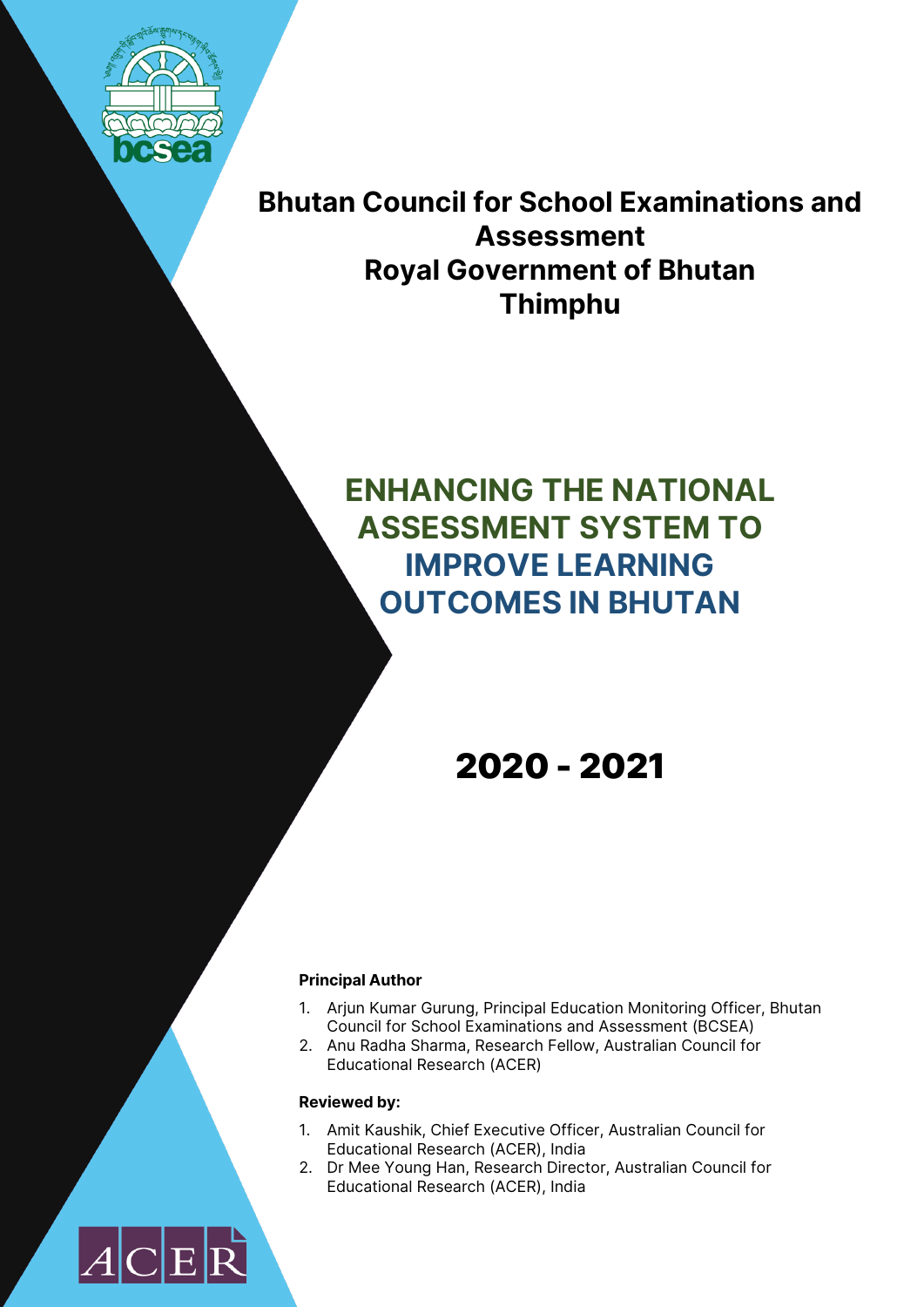**Bhutan Council for School Examinations and Assessment**
**Royal Government of Bhutan**
**Thimphu**

# ENHANCING THE NATIONAL ASSESSMENT SYSTEM TO IMPROVE LEARNING OUTCOMES IN BHUTAN

## 2020 - 2021

**Principal Author**

1. Arjun Kumar Gurung, Principal Education Monitoring Officer, Bhutan Council for School Examinations and Assessment (BCSEA)
2. Anu Radha Sharma, Research Fellow, Australian Council for Educational Research (ACER)

**Reviewed by:**

1. Amit Kaushik, Chief Executive Officer, Australian Council for Educational Research (ACER), India
2. Dr Mee Young Han, Research Director, Australian Council for Educational Research (ACER), India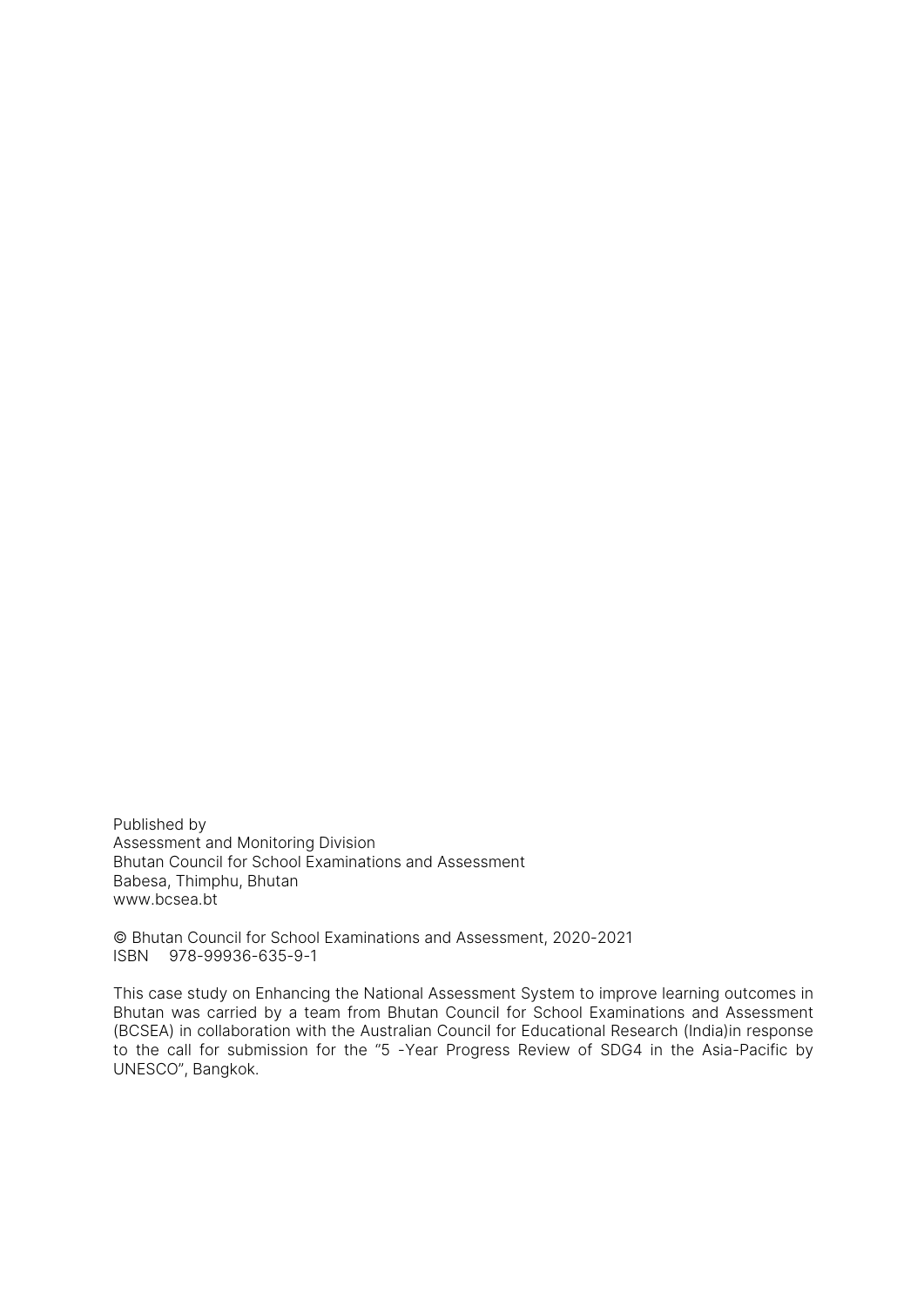Published by
Assessment and Monitoring Division
Bhutan Council for School Examinations and Assessment
Babesa, Thimphu, Bhutan
www.bcsea.bt

© Bhutan Council for School Examinations and Assessment, 2020-2021
ISBN 978-99936-635-9-1

This case study on Enhancing the National Assessment System to improve learning outcomes in Bhutan was carried by a team from Bhutan Council for School Examinations and Assessment (BCSEA) in collaboration with the Australian Council for Educational Research (India)in response to the call for submission for the "5 -Year Progress Review of SDG4 in the Asia-Pacific by UNESCO", Bangkok.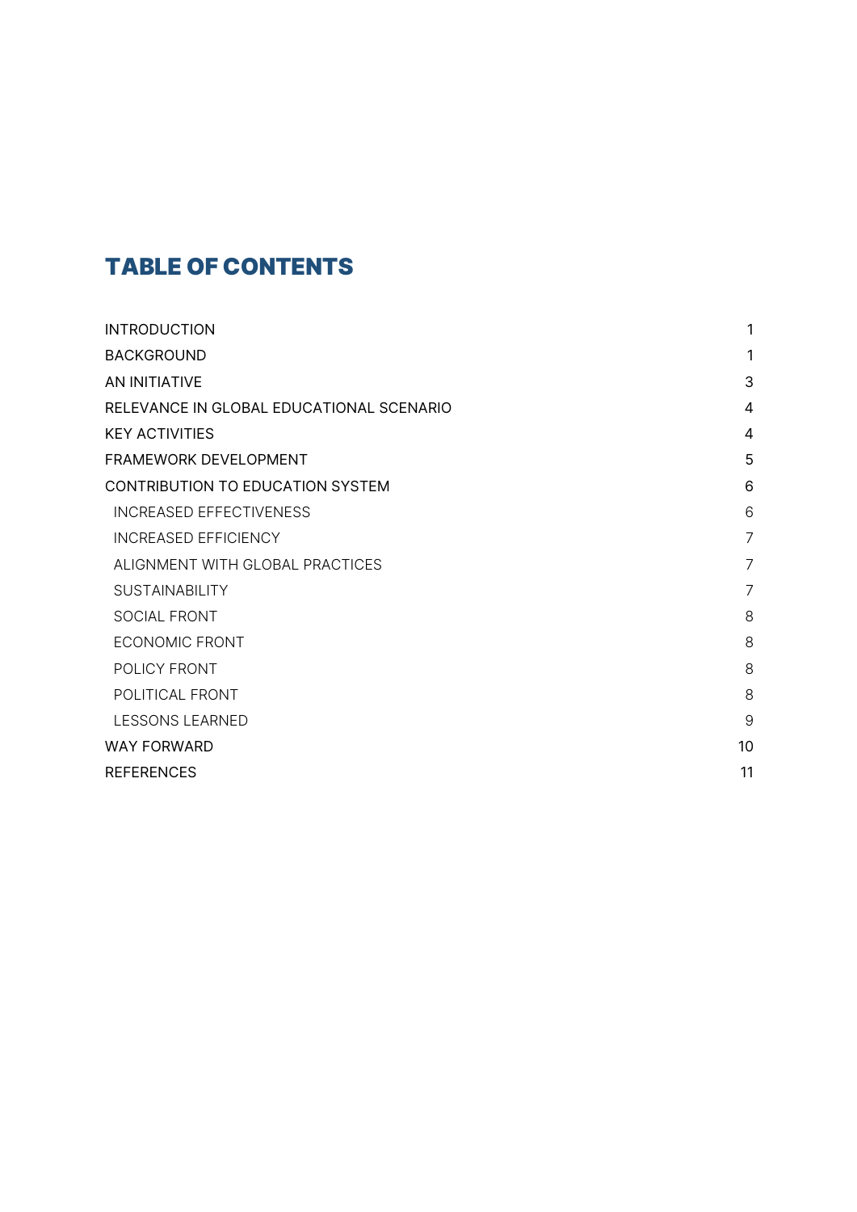# TABLE OF CONTENTS

| | |
|---|---|
| INTRODUCTION | 1 |
| BACKGROUND | 1 |
| AN INITIATIVE | 3 |
| RELEVANCE IN GLOBAL EDUCATIONAL SCENARIO | 4 |
| KEY ACTIVITIES | 4 |
| FRAMEWORK DEVELOPMENT | 5 |
| CONTRIBUTION TO EDUCATION SYSTEM | 6 |
| INCREASED EFFECTIVENESS | 6 |
| INCREASED EFFICIENCY | 7 |
| ALIGNMENT WITH GLOBAL PRACTICES | 7 |
| SUSTAINABILITY | 7 |
| SOCIAL FRONT | 8 |
| ECONOMIC FRONT | 8 |
| POLICY FRONT | 8 |
| POLITICAL FRONT | 8 |
| LESSONS LEARNED | 9 |
| WAY FORWARD | 10 |
| REFERENCES | 11 |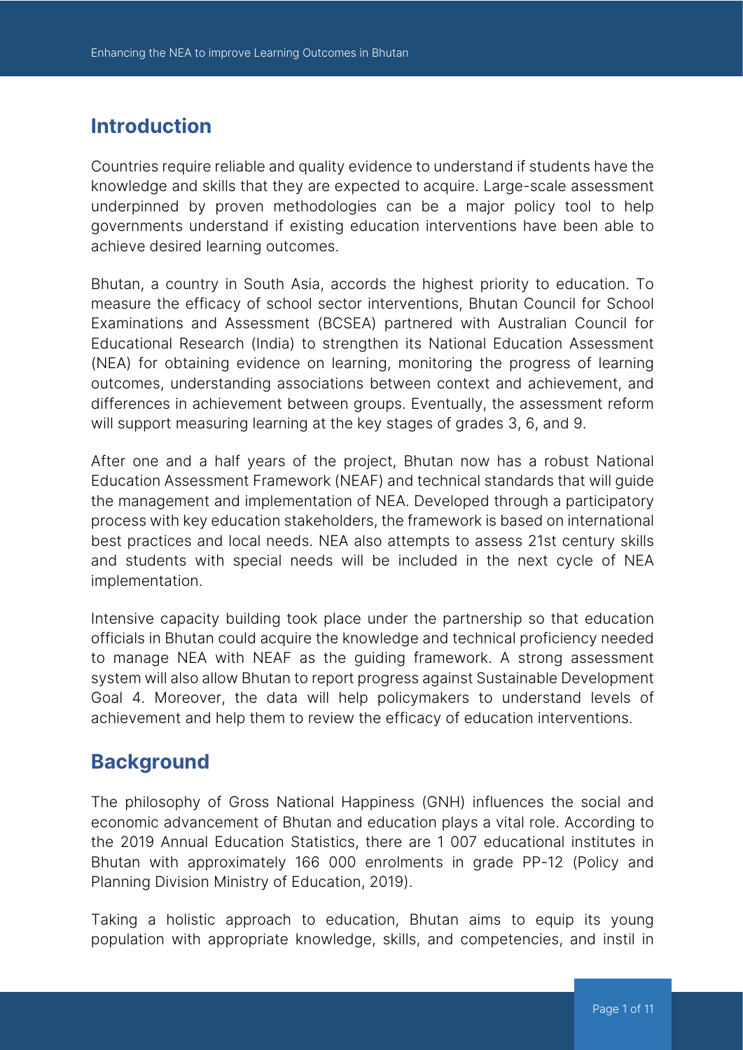## Introduction

Countries require reliable and quality evidence to understand if students have the knowledge and skills that they are expected to acquire. Large-scale assessment underpinned by proven methodologies can be a major policy tool to help governments understand if existing education interventions have been able to achieve desired learning outcomes.

Bhutan, a country in South Asia, accords the highest priority to education. To measure the efficacy of school sector interventions, Bhutan Council for School Examinations and Assessment (BCSEA) partnered with Australian Council for Educational Research (India) to strengthen its National Education Assessment (NEA) for obtaining evidence on learning, monitoring the progress of learning outcomes, understanding associations between context and achievement, and differences in achievement between groups. Eventually, the assessment reform will support measuring learning at the key stages of grades 3, 6, and 9.

After one and a half years of the project, Bhutan now has a robust National Education Assessment Framework (NEAF) and technical standards that will guide the management and implementation of NEA. Developed through a participatory process with key education stakeholders, the framework is based on international best practices and local needs. NEA also attempts to assess 21st century skills and students with special needs will be included in the next cycle of NEA implementation.

Intensive capacity building took place under the partnership so that education officials in Bhutan could acquire the knowledge and technical proficiency needed to manage NEA with NEAF as the guiding framework. A strong assessment system will also allow Bhutan to report progress against Sustainable Development Goal 4. Moreover, the data will help policymakers to understand levels of achievement and help them to review the efficacy of education interventions.

## Background

The philosophy of Gross National Happiness (GNH) influences the social and economic advancement of Bhutan and education plays a vital role. According to the 2019 Annual Education Statistics, there are 1 007 educational institutes in Bhutan with approximately 166 000 enrolments in grade PP-12 (Policy and Planning Division Ministry of Education, 2019).

Taking a holistic approach to education, Bhutan aims to equip its young population with appropriate knowledge, skills, and competencies, and instil in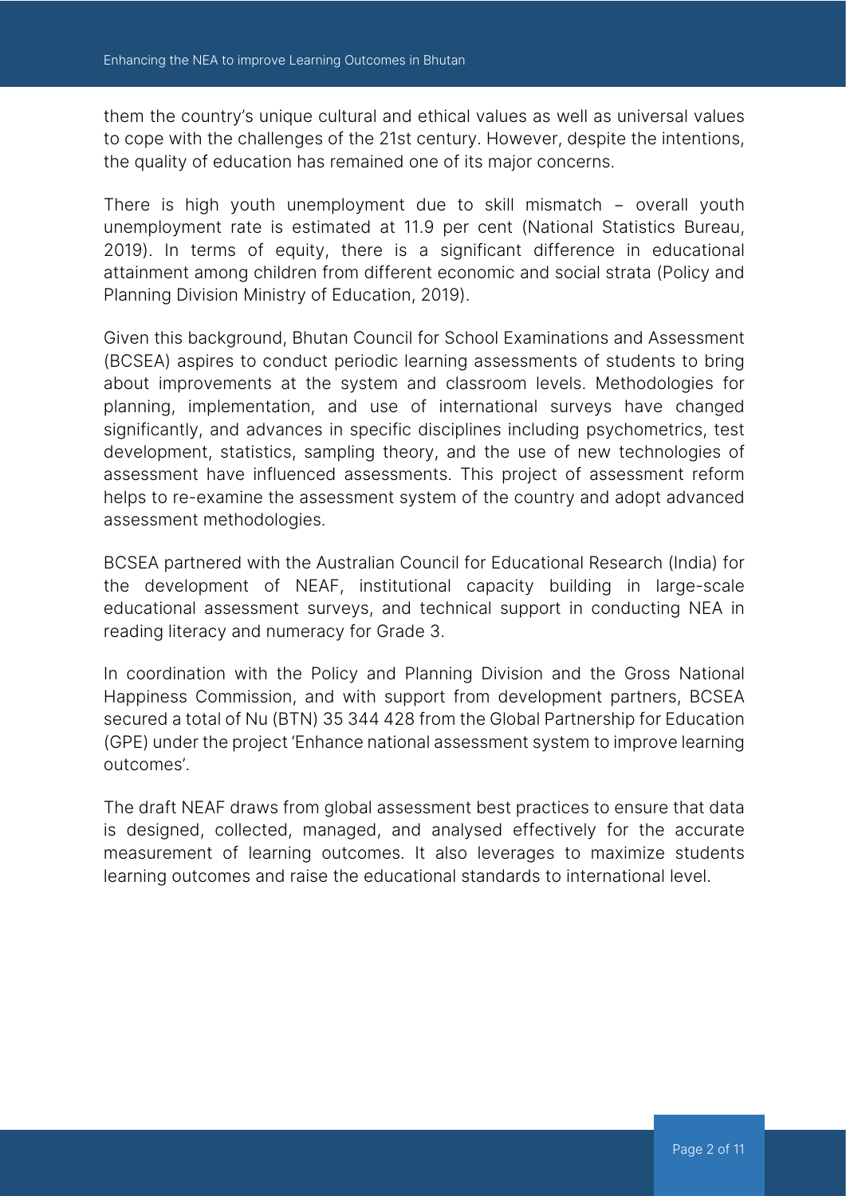them the country's unique cultural and ethical values as well as universal values to cope with the challenges of the 21st century. However, despite the intentions, the quality of education has remained one of its major concerns.

There is high youth unemployment due to skill mismatch – overall youth unemployment rate is estimated at 11.9 per cent (National Statistics Bureau, 2019). In terms of equity, there is a significant difference in educational attainment among children from different economic and social strata (Policy and Planning Division Ministry of Education, 2019).

Given this background, Bhutan Council for School Examinations and Assessment (BCSEA) aspires to conduct periodic learning assessments of students to bring about improvements at the system and classroom levels. Methodologies for planning, implementation, and use of international surveys have changed significantly, and advances in specific disciplines including psychometrics, test development, statistics, sampling theory, and the use of new technologies of assessment have influenced assessments. This project of assessment reform helps to re-examine the assessment system of the country and adopt advanced assessment methodologies.

BCSEA partnered with the Australian Council for Educational Research (India) for the development of NEAF, institutional capacity building in large-scale educational assessment surveys, and technical support in conducting NEA in reading literacy and numeracy for Grade 3.

In coordination with the Policy and Planning Division and the Gross National Happiness Commission, and with support from development partners, BCSEA secured a total of Nu (BTN) 35 344 428 from the Global Partnership for Education (GPE) under the project 'Enhance national assessment system to improve learning outcomes'.

The draft NEAF draws from global assessment best practices to ensure that data is designed, collected, managed, and analysed effectively for the accurate measurement of learning outcomes. It also leverages to maximize students learning outcomes and raise the educational standards to international level.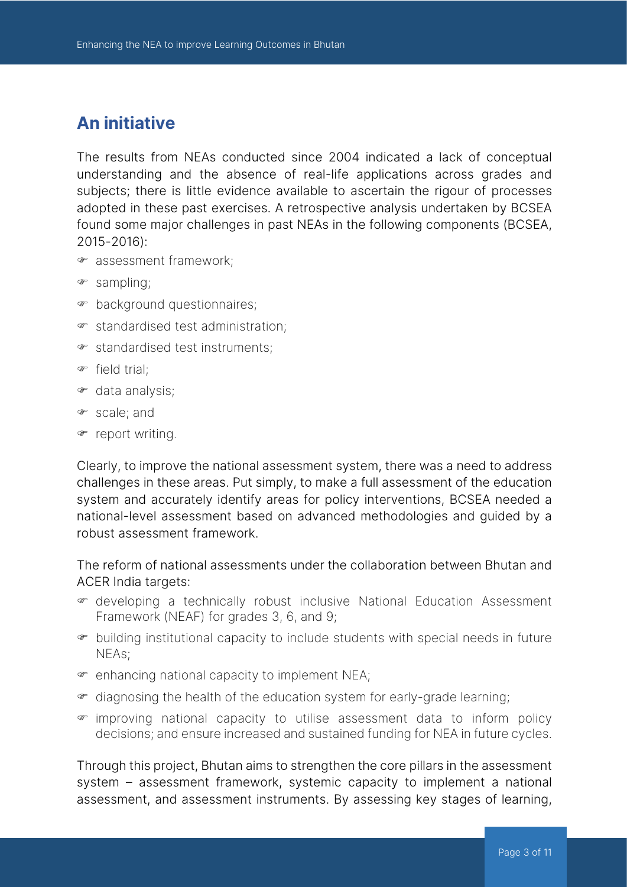## An initiative

The results from NEAs conducted since 2004 indicated a lack of conceptual understanding and the absence of real-life applications across grades and subjects; there is little evidence available to ascertain the rigour of processes adopted in these past exercises. A retrospective analysis undertaken by BCSEA found some major challenges in past NEAs in the following components (BCSEA, 2015-2016):

- assessment framework;
- sampling;
- background questionnaires;
- standardised test administration;
- standardised test instruments;
- field trial;
- data analysis;
- scale; and
- report writing.

Clearly, to improve the national assessment system, there was a need to address challenges in these areas. Put simply, to make a full assessment of the education system and accurately identify areas for policy interventions, BCSEA needed a national-level assessment based on advanced methodologies and guided by a robust assessment framework.

The reform of national assessments under the collaboration between Bhutan and ACER India targets:

- developing a technically robust inclusive National Education Assessment Framework (NEAF) for grades 3, 6, and 9;
- building institutional capacity to include students with special needs in future NEAs;
- enhancing national capacity to implement NEA;
- diagnosing the health of the education system for early-grade learning;
- improving national capacity to utilise assessment data to inform policy decisions; and ensure increased and sustained funding for NEA in future cycles.

Through this project, Bhutan aims to strengthen the core pillars in the assessment system – assessment framework, systemic capacity to implement a national assessment, and assessment instruments. By assessing key stages of learning,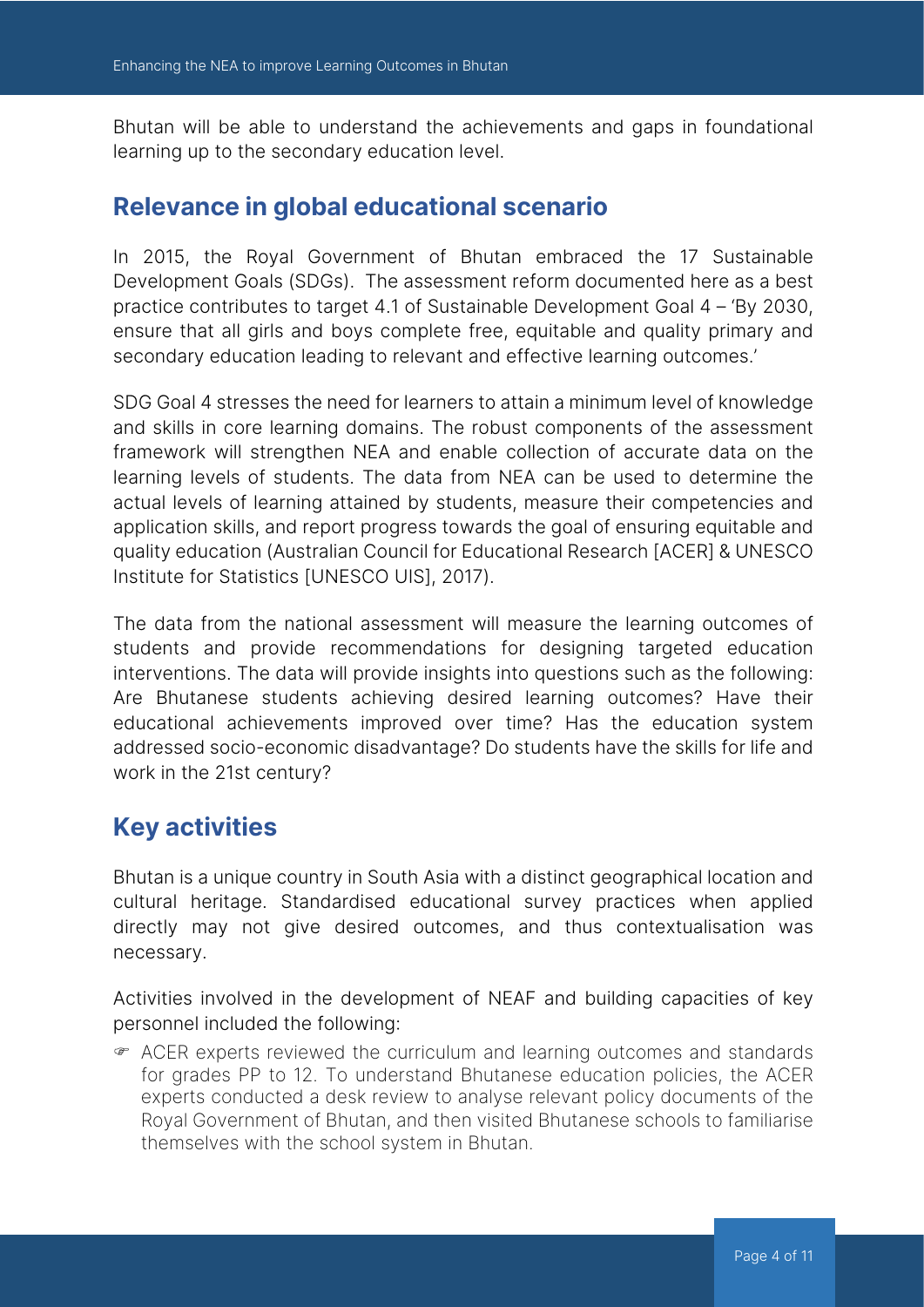Bhutan will be able to understand the achievements and gaps in foundational learning up to the secondary education level.

## Relevance in global educational scenario

In 2015, the Royal Government of Bhutan embraced the 17 Sustainable Development Goals (SDGs). The assessment reform documented here as a best practice contributes to target 4.1 of Sustainable Development Goal 4 – 'By 2030, ensure that all girls and boys complete free, equitable and quality primary and secondary education leading to relevant and effective learning outcomes.'

SDG Goal 4 stresses the need for learners to attain a minimum level of knowledge and skills in core learning domains. The robust components of the assessment framework will strengthen NEA and enable collection of accurate data on the learning levels of students. The data from NEA can be used to determine the actual levels of learning attained by students, measure their competencies and application skills, and report progress towards the goal of ensuring equitable and quality education (Australian Council for Educational Research [ACER] & UNESCO Institute for Statistics [UNESCO UIS], 2017).

The data from the national assessment will measure the learning outcomes of students and provide recommendations for designing targeted education interventions. The data will provide insights into questions such as the following: Are Bhutanese students achieving desired learning outcomes? Have their educational achievements improved over time? Has the education system addressed socio-economic disadvantage? Do students have the skills for life and work in the 21st century?

## Key activities

Bhutan is a unique country in South Asia with a distinct geographical location and cultural heritage. Standardised educational survey practices when applied directly may not give desired outcomes, and thus contextualisation was necessary.

Activities involved in the development of NEAF and building capacities of key personnel included the following:

- ACER experts reviewed the curriculum and learning outcomes and standards for grades PP to 12. To understand Bhutanese education policies, the ACER experts conducted a desk review to analyse relevant policy documents of the Royal Government of Bhutan, and then visited Bhutanese schools to familiarise themselves with the school system in Bhutan.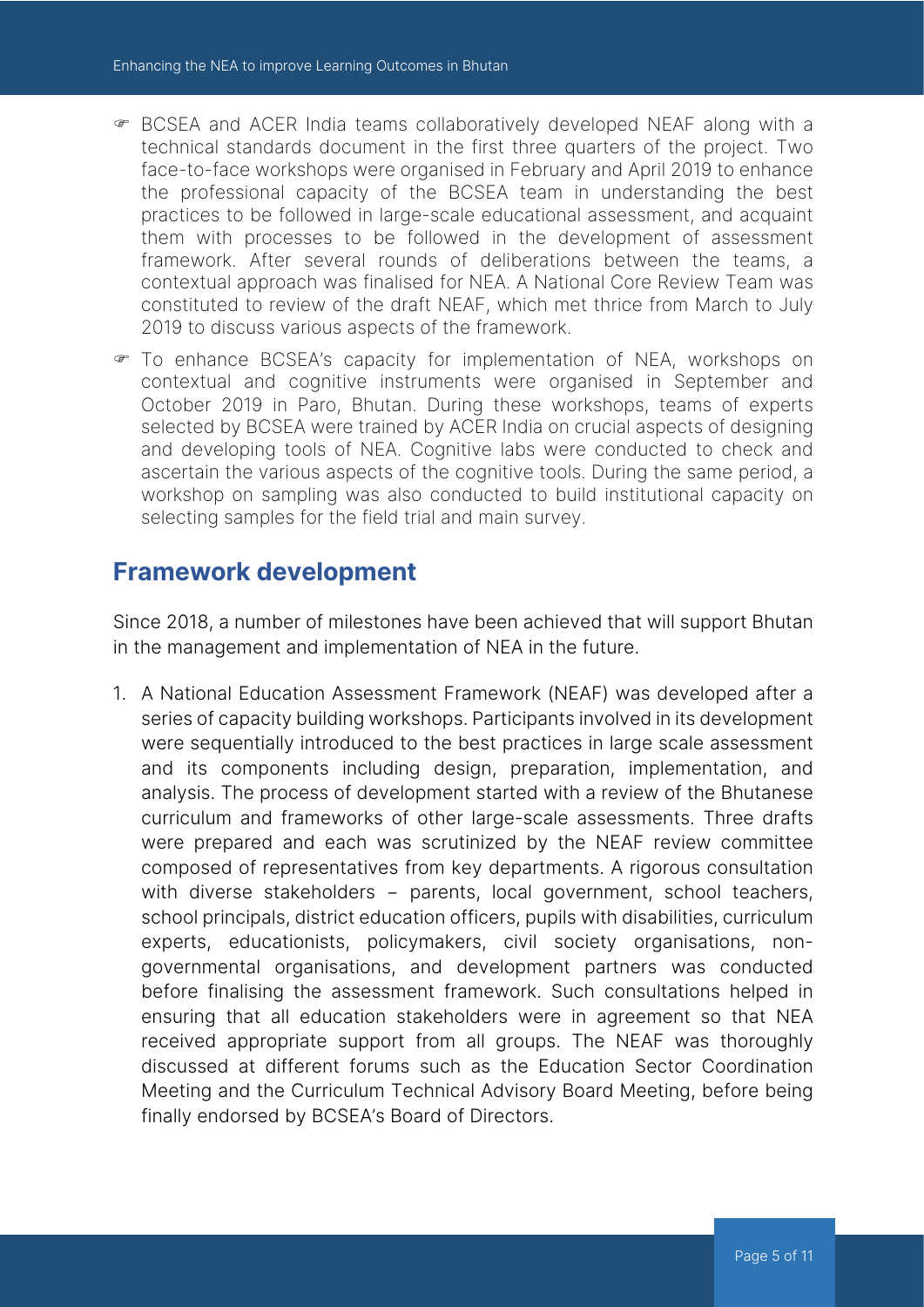- BCSEA and ACER India teams collaboratively developed NEAF along with a technical standards document in the first three quarters of the project. Two face-to-face workshops were organised in February and April 2019 to enhance the professional capacity of the BCSEA team in understanding the best practices to be followed in large-scale educational assessment, and acquaint them with processes to be followed in the development of assessment framework. After several rounds of deliberations between the teams, a contextual approach was finalised for NEA. A National Core Review Team was constituted to review of the draft NEAF, which met thrice from March to July 2019 to discuss various aspects of the framework.
- To enhance BCSEA's capacity for implementation of NEA, workshops on contextual and cognitive instruments were organised in September and October 2019 in Paro, Bhutan. During these workshops, teams of experts selected by BCSEA were trained by ACER India on crucial aspects of designing and developing tools of NEA. Cognitive labs were conducted to check and ascertain the various aspects of the cognitive tools. During the same period, a workshop on sampling was also conducted to build institutional capacity on selecting samples for the field trial and main survey.

## Framework development

Since 2018, a number of milestones have been achieved that will support Bhutan in the management and implementation of NEA in the future.

1. A National Education Assessment Framework (NEAF) was developed after a series of capacity building workshops. Participants involved in its development were sequentially introduced to the best practices in large scale assessment and its components including design, preparation, implementation, and analysis. The process of development started with a review of the Bhutanese curriculum and frameworks of other large-scale assessments. Three drafts were prepared and each was scrutinized by the NEAF review committee composed of representatives from key departments. A rigorous consultation with diverse stakeholders – parents, local government, school teachers, school principals, district education officers, pupils with disabilities, curriculum experts, educationists, policymakers, civil society organisations, non-governmental organisations, and development partners was conducted before finalising the assessment framework. Such consultations helped in ensuring that all education stakeholders were in agreement so that NEA received appropriate support from all groups. The NEAF was thoroughly discussed at different forums such as the Education Sector Coordination Meeting and the Curriculum Technical Advisory Board Meeting, before being finally endorsed by BCSEA's Board of Directors.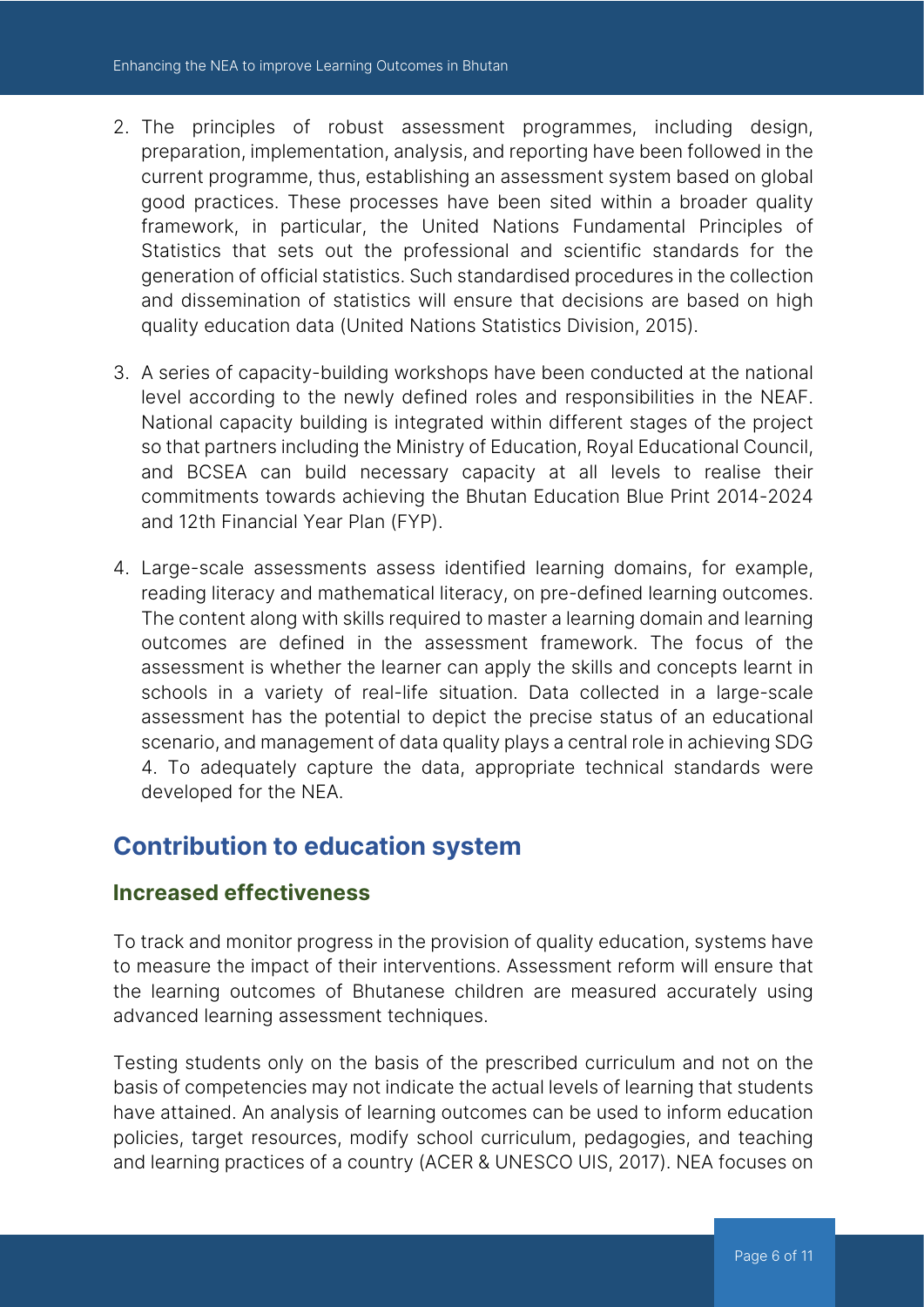2. The principles of robust assessment programmes, including design, preparation, implementation, analysis, and reporting have been followed in the current programme, thus, establishing an assessment system based on global good practices. These processes have been sited within a broader quality framework, in particular, the United Nations Fundamental Principles of Statistics that sets out the professional and scientific standards for the generation of official statistics. Such standardised procedures in the collection and dissemination of statistics will ensure that decisions are based on high quality education data (United Nations Statistics Division, 2015).

3. A series of capacity-building workshops have been conducted at the national level according to the newly defined roles and responsibilities in the NEAF. National capacity building is integrated within different stages of the project so that partners including the Ministry of Education, Royal Educational Council, and BCSEA can build necessary capacity at all levels to realise their commitments towards achieving the Bhutan Education Blue Print 2014-2024 and 12th Financial Year Plan (FYP).

4. Large-scale assessments assess identified learning domains, for example, reading literacy and mathematical literacy, on pre-defined learning outcomes. The content along with skills required to master a learning domain and learning outcomes are defined in the assessment framework. The focus of the assessment is whether the learner can apply the skills and concepts learnt in schools in a variety of real-life situation. Data collected in a large-scale assessment has the potential to depict the precise status of an educational scenario, and management of data quality plays a central role in achieving SDG 4. To adequately capture the data, appropriate technical standards were developed for the NEA.

## Contribution to education system

### Increased effectiveness

To track and monitor progress in the provision of quality education, systems have to measure the impact of their interventions. Assessment reform will ensure that the learning outcomes of Bhutanese children are measured accurately using advanced learning assessment techniques.

Testing students only on the basis of the prescribed curriculum and not on the basis of competencies may not indicate the actual levels of learning that students have attained. An analysis of learning outcomes can be used to inform education policies, target resources, modify school curriculum, pedagogies, and teaching and learning practices of a country (ACER & UNESCO UIS, 2017). NEA focuses on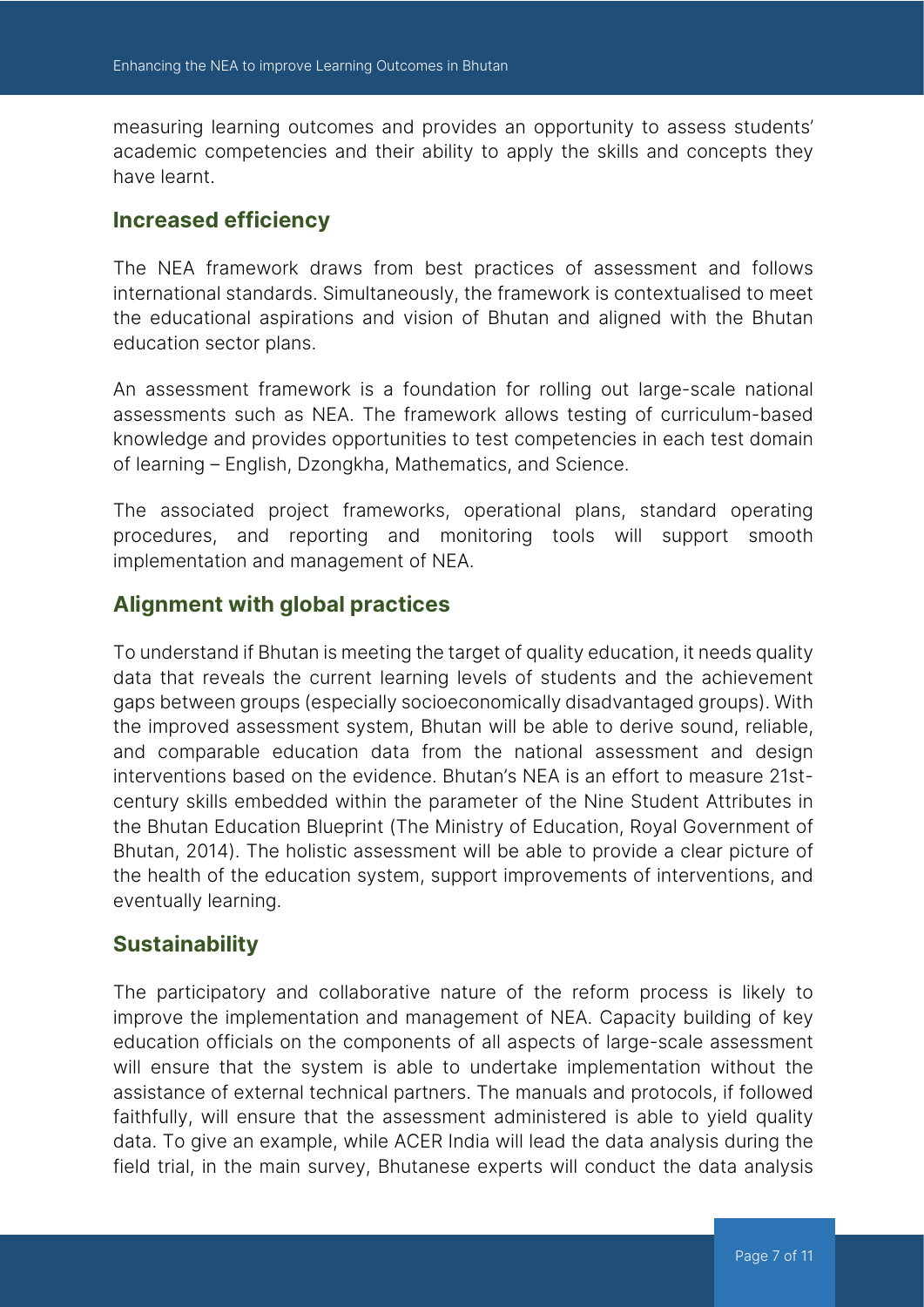measuring learning outcomes and provides an opportunity to assess students' academic competencies and their ability to apply the skills and concepts they have learnt.

## Increased efficiency

The NEA framework draws from best practices of assessment and follows international standards. Simultaneously, the framework is contextualised to meet the educational aspirations and vision of Bhutan and aligned with the Bhutan education sector plans.

An assessment framework is a foundation for rolling out large-scale national assessments such as NEA. The framework allows testing of curriculum-based knowledge and provides opportunities to test competencies in each test domain of learning – English, Dzongkha, Mathematics, and Science.

The associated project frameworks, operational plans, standard operating procedures, and reporting and monitoring tools will support smooth implementation and management of NEA.

## Alignment with global practices

To understand if Bhutan is meeting the target of quality education, it needs quality data that reveals the current learning levels of students and the achievement gaps between groups (especially socioeconomically disadvantaged groups). With the improved assessment system, Bhutan will be able to derive sound, reliable, and comparable education data from the national assessment and design interventions based on the evidence. Bhutan's NEA is an effort to measure 21st-century skills embedded within the parameter of the Nine Student Attributes in the Bhutan Education Blueprint (The Ministry of Education, Royal Government of Bhutan, 2014). The holistic assessment will be able to provide a clear picture of the health of the education system, support improvements of interventions, and eventually learning.

## Sustainability

The participatory and collaborative nature of the reform process is likely to improve the implementation and management of NEA. Capacity building of key education officials on the components of all aspects of large-scale assessment will ensure that the system is able to undertake implementation without the assistance of external technical partners. The manuals and protocols, if followed faithfully, will ensure that the assessment administered is able to yield quality data. To give an example, while ACER India will lead the data analysis during the field trial, in the main survey, Bhutanese experts will conduct the data analysis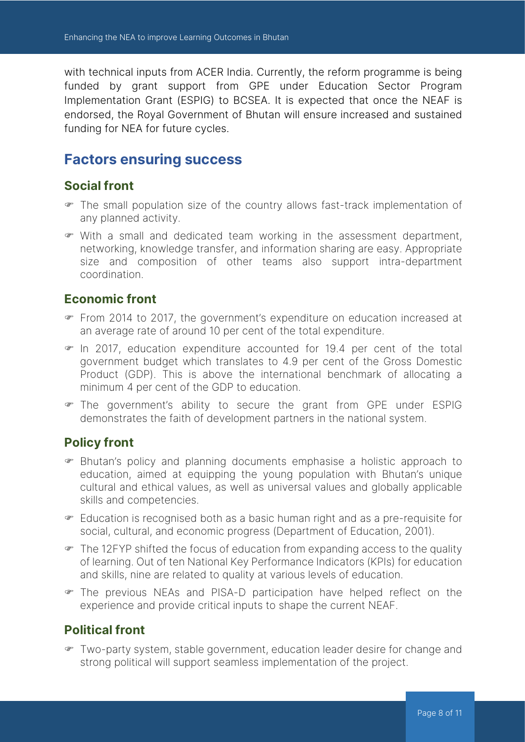with technical inputs from ACER India. Currently, the reform programme is being funded by grant support from GPE under Education Sector Program Implementation Grant (ESPIG) to BCSEA. It is expected that once the NEAF is endorsed, the Royal Government of Bhutan will ensure increased and sustained funding for NEA for future cycles.

## Factors ensuring success

### Social front

- The small population size of the country allows fast-track implementation of any planned activity.
- With a small and dedicated team working in the assessment department, networking, knowledge transfer, and information sharing are easy. Appropriate size and composition of other teams also support intra-department coordination.

### Economic front

- From 2014 to 2017, the government's expenditure on education increased at an average rate of around 10 per cent of the total expenditure.
- In 2017, education expenditure accounted for 19.4 per cent of the total government budget which translates to 4.9 per cent of the Gross Domestic Product (GDP). This is above the international benchmark of allocating a minimum 4 per cent of the GDP to education.
- The government's ability to secure the grant from GPE under ESPIG demonstrates the faith of development partners in the national system.

### Policy front

- Bhutan's policy and planning documents emphasise a holistic approach to education, aimed at equipping the young population with Bhutan's unique cultural and ethical values, as well as universal values and globally applicable skills and competencies.
- Education is recognised both as a basic human right and as a pre-requisite for social, cultural, and economic progress (Department of Education, 2001).
- The 12FYP shifted the focus of education from expanding access to the quality of learning. Out of ten National Key Performance Indicators (KPIs) for education and skills, nine are related to quality at various levels of education.
- The previous NEAs and PISA-D participation have helped reflect on the experience and provide critical inputs to shape the current NEAF.

### Political front

- Two-party system, stable government, education leader desire for change and strong political will support seamless implementation of the project.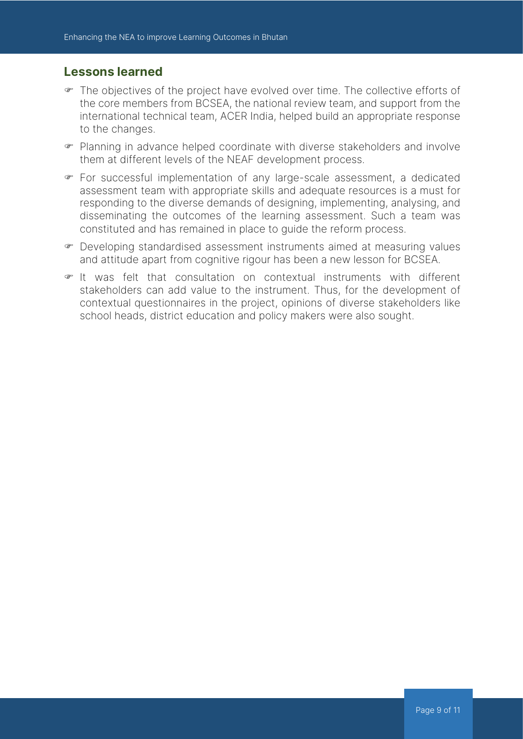## Lessons learned

- The objectives of the project have evolved over time. The collective efforts of the core members from BCSEA, the national review team, and support from the international technical team, ACER India, helped build an appropriate response to the changes.
- Planning in advance helped coordinate with diverse stakeholders and involve them at different levels of the NEAF development process.
- For successful implementation of any large-scale assessment, a dedicated assessment team with appropriate skills and adequate resources is a must for responding to the diverse demands of designing, implementing, analysing, and disseminating the outcomes of the learning assessment. Such a team was constituted and has remained in place to guide the reform process.
- Developing standardised assessment instruments aimed at measuring values and attitude apart from cognitive rigour has been a new lesson for BCSEA.
- It was felt that consultation on contextual instruments with different stakeholders can add value to the instrument. Thus, for the development of contextual questionnaires in the project, opinions of diverse stakeholders like school heads, district education and policy makers were also sought.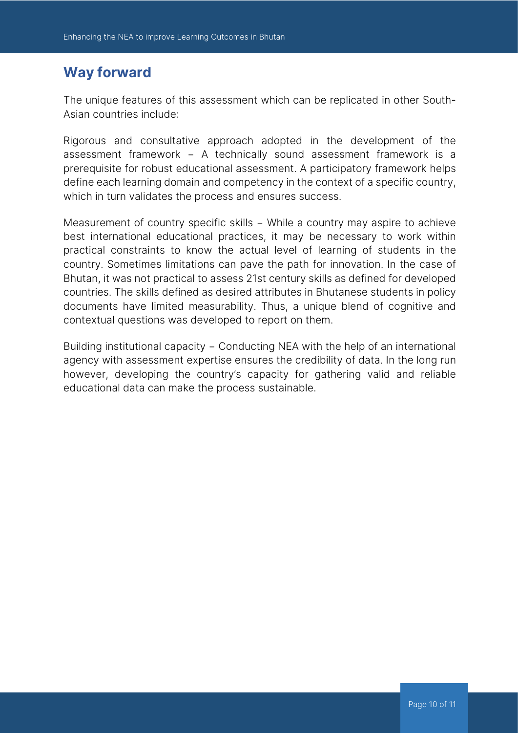## Way forward

The unique features of this assessment which can be replicated in other South-Asian countries include:

Rigorous and consultative approach adopted in the development of the assessment framework – A technically sound assessment framework is a prerequisite for robust educational assessment. A participatory framework helps define each learning domain and competency in the context of a specific country, which in turn validates the process and ensures success.

Measurement of country specific skills – While a country may aspire to achieve best international educational practices, it may be necessary to work within practical constraints to know the actual level of learning of students in the country. Sometimes limitations can pave the path for innovation. In the case of Bhutan, it was not practical to assess 21st century skills as defined for developed countries. The skills defined as desired attributes in Bhutanese students in policy documents have limited measurability. Thus, a unique blend of cognitive and contextual questions was developed to report on them.

Building institutional capacity – Conducting NEA with the help of an international agency with assessment expertise ensures the credibility of data. In the long run however, developing the country's capacity for gathering valid and reliable educational data can make the process sustainable.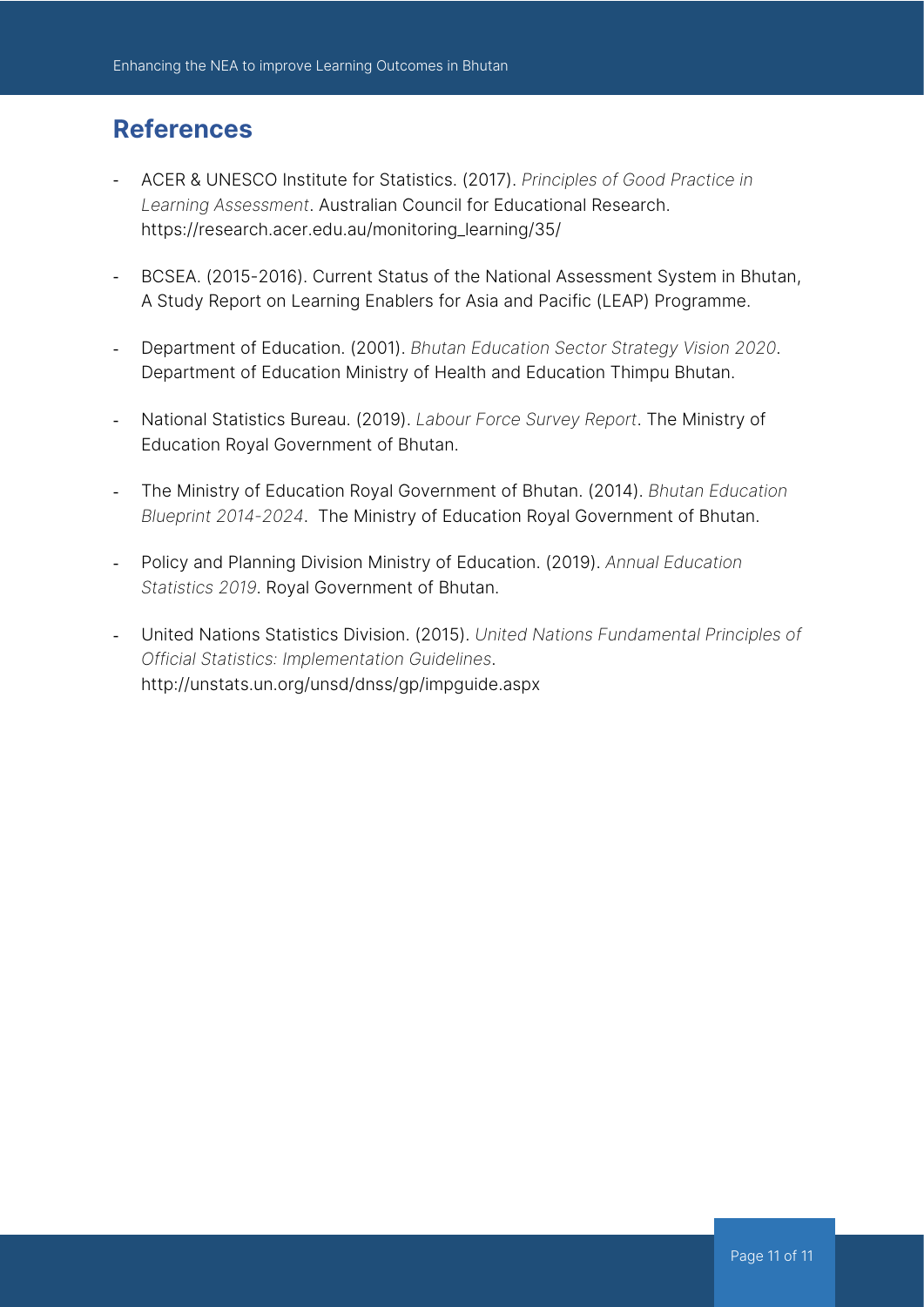## References

- ACER & UNESCO Institute for Statistics. (2017). *Principles of Good Practice in Learning Assessment*. Australian Council for Educational Research. https://research.acer.edu.au/monitoring_learning/35/

- BCSEA. (2015-2016). Current Status of the National Assessment System in Bhutan, A Study Report on Learning Enablers for Asia and Pacific (LEAP) Programme.

- Department of Education. (2001). *Bhutan Education Sector Strategy Vision 2020*. Department of Education Ministry of Health and Education Thimpu Bhutan.

- National Statistics Bureau. (2019). *Labour Force Survey Report*. The Ministry of Education Royal Government of Bhutan.

- The Ministry of Education Royal Government of Bhutan. (2014). *Bhutan Education Blueprint 2014-2024*. The Ministry of Education Royal Government of Bhutan.

- Policy and Planning Division Ministry of Education. (2019). *Annual Education Statistics 2019*. Royal Government of Bhutan.

- United Nations Statistics Division. (2015). *United Nations Fundamental Principles of Official Statistics: Implementation Guidelines*. http://unstats.un.org/unsd/dnss/gp/impguide.aspx